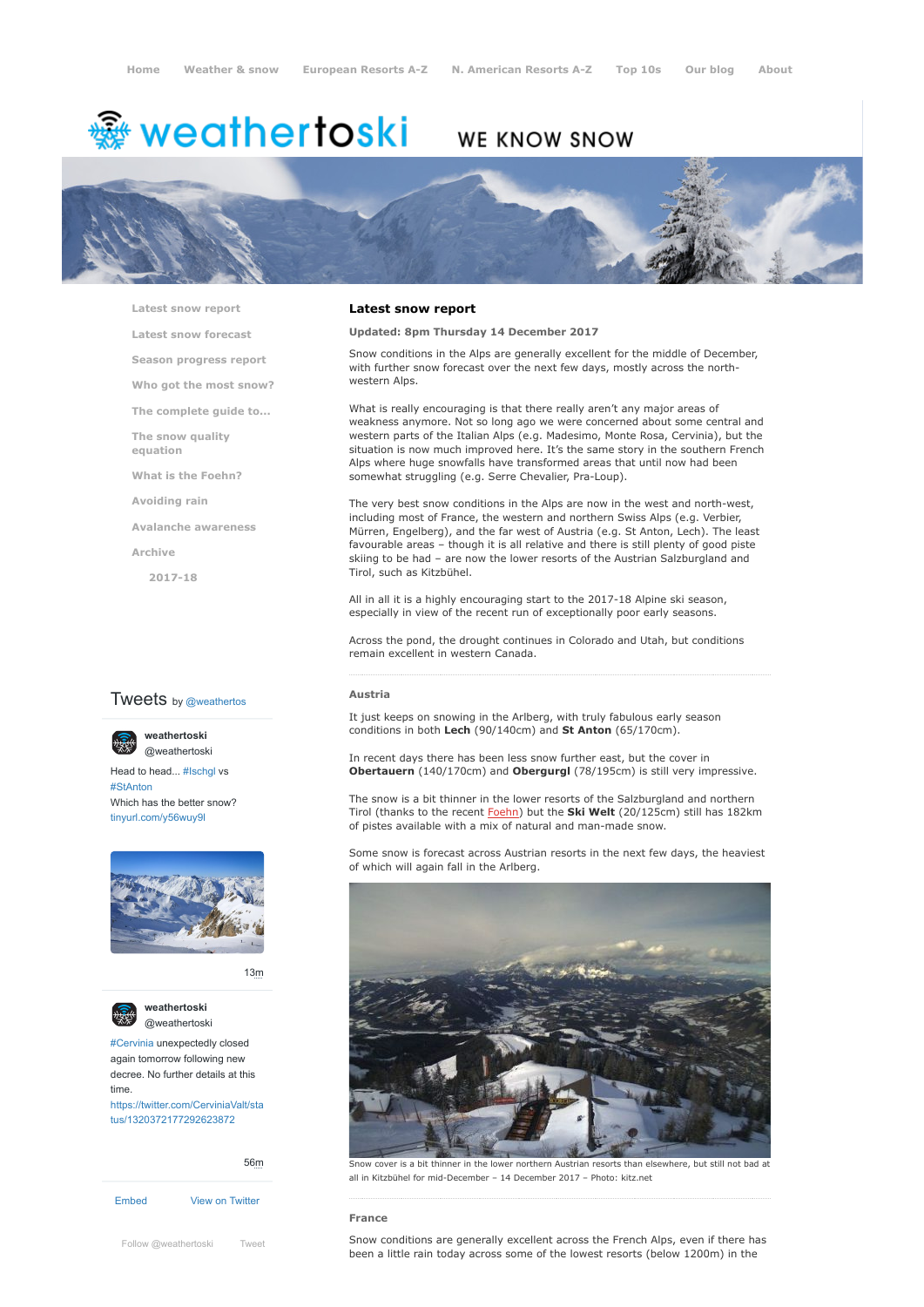Home | Weather & snow | European Resorts A-Z | N. American Resorts A-Z | Top 10s | Our blog | About

# weathertoski

WE KNOW SNOW

- Latest snow report
- Latest snow forecast
- Season progress report
- Who got the most snow?
- The complete guide to...
- The snow quality equation
- What is the Foehn?
- Avoiding rain
- Avalanche awareness
- Archive
  - 2017-18

## Latest snow report

**Updated: 8pm Thursday 14 December 2017**

Snow conditions in the Alps are generally excellent for the middle of December, with further snow forecast over the next few days, mostly across the north-western Alps.

What is really encouraging is that there really aren't any major areas of weakness anymore. Not so long ago we were concerned about some central and western parts of the Italian Alps (e.g. Madesimo, Monte Rosa, Cervinia), but the situation is now much improved here. It's the same story in the southern French Alps where huge snowfalls have transformed areas that until now had been somewhat struggling (e.g. Serre Chevalier, Pra-Loup).

The very best snow conditions in the Alps are now in the west and north-west, including most of France, the western and northern Swiss Alps (e.g. Verbier, Mürren, Engelberg), and the far west of Austria (e.g. St Anton, Lech). The least favourable areas – though it is all relative and there is still plenty of good piste skiing to be had – are now the lower resorts of the Austrian Salzburgland and Tirol, such as Kitzbühel.

All in all it is a highly encouraging start to the 2017-18 Alpine ski season, especially in view of the recent run of exceptionally poor early seasons.

Across the pond, the drought continues in Colorado and Utah, but conditions remain excellent in western Canada.

### Austria

It just keeps on snowing in the Arlberg, with truly fabulous early season conditions in both **Lech** (90/140cm) and **St Anton** (65/170cm).

In recent days there has been less snow further east, but the cover in **Obertauern** (140/170cm) and **Obergurgl** (78/195cm) is still very impressive.

The snow is a bit thinner in the lower resorts of the Salzburgland and northern Tirol (thanks to the recent Foehn) but the **Ski Welt** (20/125cm) still has 182km of pistes available with a mix of natural and man-made snow.

Some snow is forecast across Austrian resorts in the next few days, the heaviest of which will again fall in the Arlberg.

Snow cover is a bit thinner in the lower northern Austrian resorts than elsewhere, but still not bad at all in Kitzbühel for mid-December – 14 December 2017 – Photo: kitz.net

### France

Snow conditions are generally excellent across the French Alps, even if there has been a little rain today across some of the lowest resorts (below 1200m) in the

Tweets by @weathertos

**weathertoski** @weathertoski

Head to head... #Ischgl vs #StAnton Which has the better snow? tinyurl.com/y56wuy9l

13m

**weathertoski** @weathertoski

#Cervinia unexpectedly closed again tomorrow following new decree. No further details at this time. https://twitter.com/CerviniaValt/status/1320372177292623872

56m

Embed | View on Twitter

Follow @weathertoski | Tweet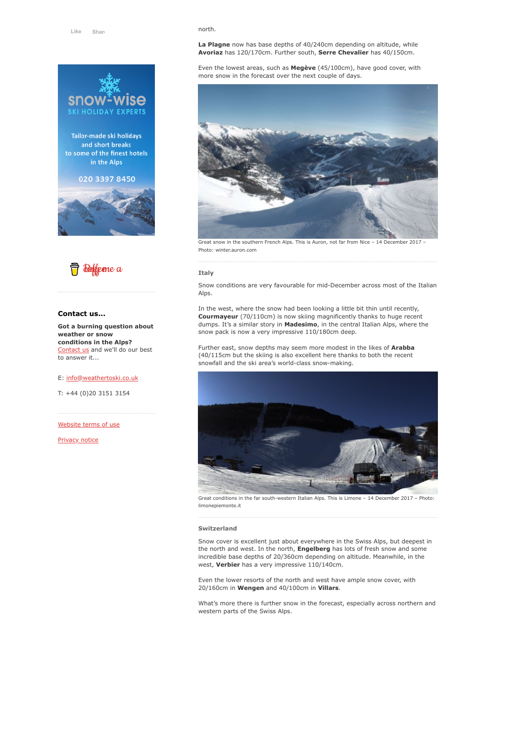north.

**La Plagne** now has base depths of 40/240cm depending on altitude, while **Avoriaz** has 120/170cm. Further south, **Serre Chevalier** has 40/150cm.

Even the lowest areas, such as **Megève** (45/100cm), have good cover, with more snow in the forecast over the next couple of days.

Great snow in the southern French Alps. This is Auron, not far from Nice – 14 December 2017 – Photo: winter.auron.com

### Italy

Snow conditions are very favourable for mid-December across most of the Italian Alps.

In the west, where the snow had been looking a little bit thin until recently, **Courmayeur** (70/110cm) is now skiing magnificently thanks to huge recent dumps. It's a similar story in **Madesimo**, in the central Italian Alps, where the snow pack is now a very impressive 110/180cm deep.

Further east, snow depths may seem more modest in the likes of **Arabba** (40/115cm but the skiing is also excellent here thanks to both the recent snowfall and the ski area's world-class snow-making.

Great conditions in the far south-western Italian Alps. This is Limone – 14 December 2017 – Photo: limonepiemonte.it

### Switzerland

Snow cover is excellent just about everywhere in the Swiss Alps, but deepest in the north and west. In the north, **Engelberg** has lots of fresh snow and some incredible base depths of 20/360cm depending on altitude. Meanwhile, in the west, **Verbier** has a very impressive 110/140cm.

Even the lower resorts of the north and west have ample snow cover, with 20/160cm in **Wengen** and 40/100cm in **Villars**.

What's more there is further snow in the forecast, especially across northern and western parts of the Swiss Alps.

Like Share

snow-wise
SKI HOLIDAY EXPERTS

Tailor-made ski holidays and short breaks to some of the finest hotels in the Alps

020 3397 8450

**Contact us...**

**Got a burning question about weather or snow conditions in the Alps?**
Contact us and we'll do our best to answer it...

E: info@weathertoski.co.uk

T: +44 (0)20 3151 3154

Website terms of use

Privacy notice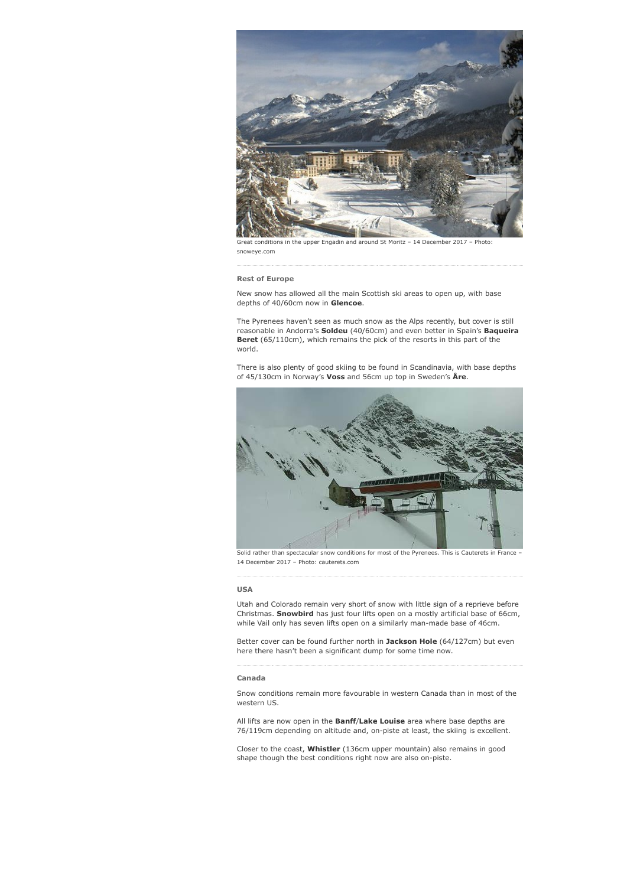Great conditions in the upper Engadin and around St Moritz – 14 December 2017 – Photo: snoweye.com

### Rest of Europe

New snow has allowed all the main Scottish ski areas to open up, with base depths of 40/60cm now in **Glencoe**.

The Pyrenees haven't seen as much snow as the Alps recently, but cover is still reasonable in Andorra's **Soldeu** (40/60cm) and even better in Spain's **Baqueira Beret** (65/110cm), which remains the pick of the resorts in this part of the world.

There is also plenty of good skiing to be found in Scandinavia, with base depths of 45/130cm in Norway's **Voss** and 56cm up top in Sweden's **Åre**.

Solid rather than spectacular snow conditions for most of the Pyrenees. This is Cauterets in France – 14 December 2017 – Photo: cauterets.com

### USA

Utah and Colorado remain very short of snow with little sign of a reprieve before Christmas. **Snowbird** has just four lifts open on a mostly artificial base of 66cm, while Vail only has seven lifts open on a similarly man-made base of 46cm.

Better cover can be found further north in **Jackson Hole** (64/127cm) but even here there hasn't been a significant dump for some time now.

### Canada

Snow conditions remain more favourable in western Canada than in most of the western US.

All lifts are now open in the **Banff**/**Lake Louise** area where base depths are 76/119cm depending on altitude and, on-piste at least, the skiing is excellent.

Closer to the coast, **Whistler** (136cm upper mountain) also remains in good shape though the best conditions right now are also on-piste.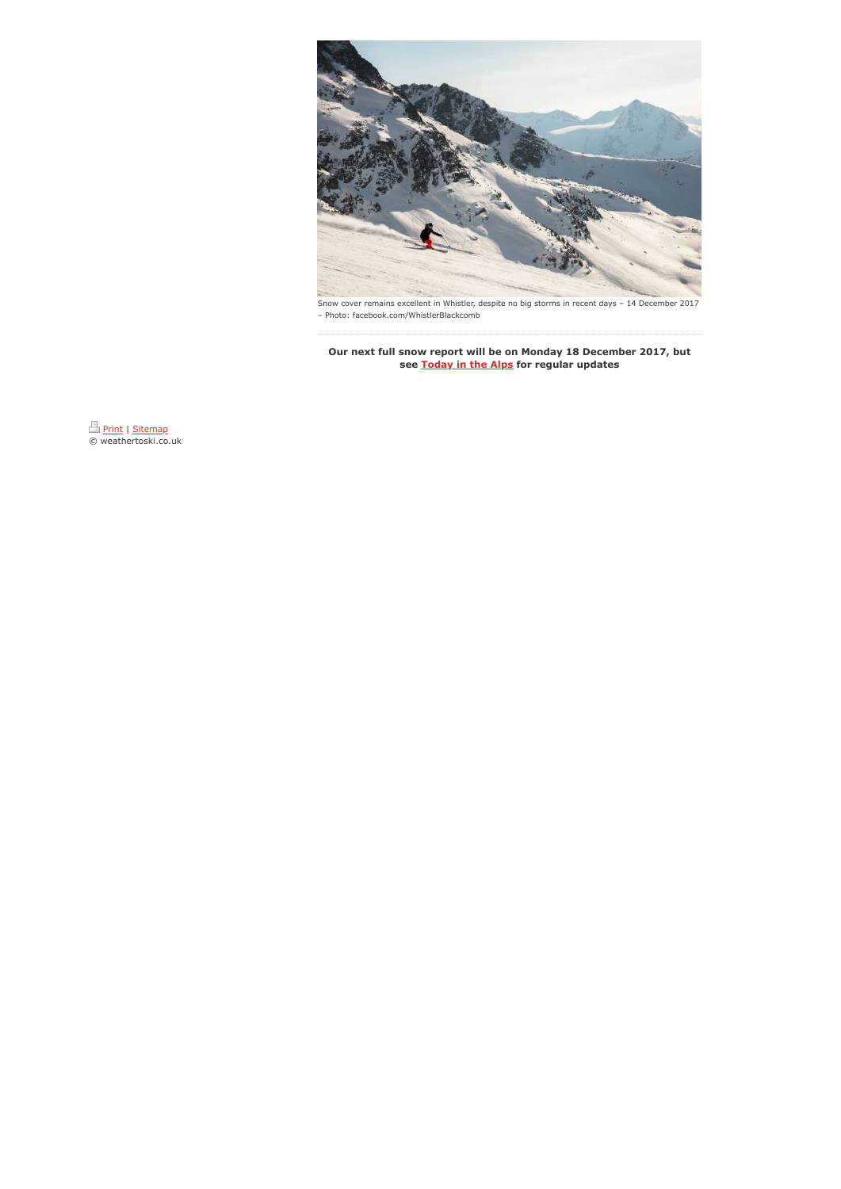Snow cover remains excellent in Whistler, despite no big storms in recent days – 14 December 2017 – Photo: facebook.com/WhistlerBlackcomb

**Our next full snow report will be on Monday 18 December 2017, but see Today in the Alps for regular updates**

Print | Sitemap
© weathertoski.co.uk